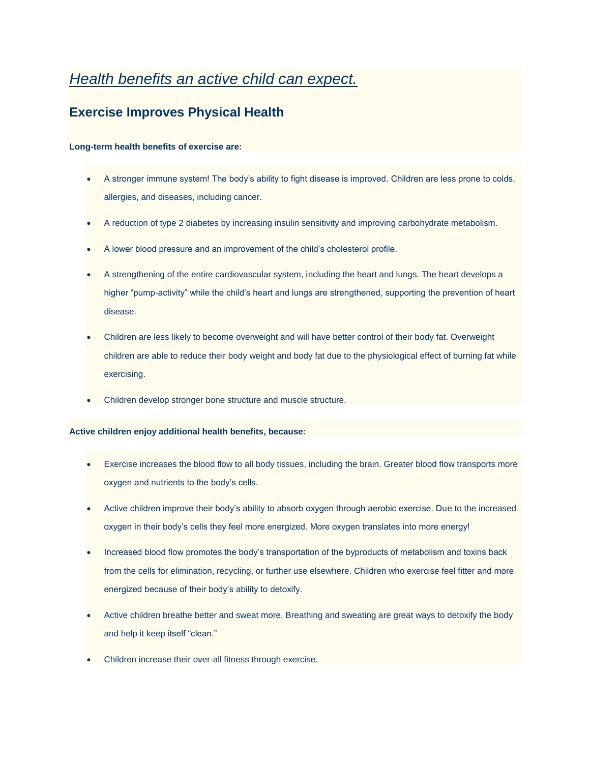# *Health benefits an active child can expect.*

## Exercise Improves Physical Health

**Long-term health benefits of exercise are:**

- A stronger immune system! The body's ability to fight disease is improved. Children are less prone to colds, allergies, and diseases, including cancer.
- A reduction of type 2 diabetes by increasing insulin sensitivity and improving carbohydrate metabolism.
- A lower blood pressure and an improvement of the child's cholesterol profile.
- A strengthening of the entire cardiovascular system, including the heart and lungs. The heart develops a higher "pump-activity" while the child's heart and lungs are strengthened, supporting the prevention of heart disease.
- Children are less likely to become overweight and will have better control of their body fat. Overweight children are able to reduce their body weight and body fat due to the physiological effect of burning fat while exercising.
- Children develop stronger bone structure and muscle structure.

**Active children enjoy additional health benefits, because:**

- Exercise increases the blood flow to all body tissues, including the brain. Greater blood flow transports more oxygen and nutrients to the body's cells.
- Active children improve their body's ability to absorb oxygen through aerobic exercise. Due to the increased oxygen in their body's cells they feel more energized. More oxygen translates into more energy!
- Increased blood flow promotes the body's transportation of the byproducts of metabolism and toxins back from the cells for elimination, recycling, or further use elsewhere. Children who exercise feel fitter and more energized because of their body's ability to detoxify.
- Active children breathe better and sweat more. Breathing and sweating are great ways to detoxify the body and help it keep itself "clean."
- Children increase their over-all fitness through exercise.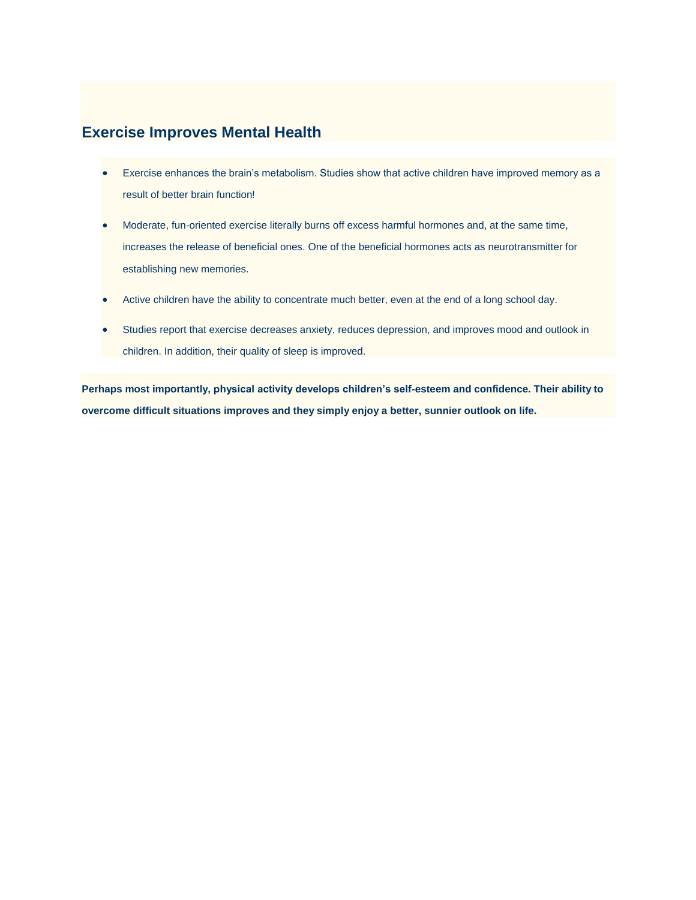## Exercise Improves Mental Health

- Exercise enhances the brain's metabolism. Studies show that active children have improved memory as a result of better brain function!
- Moderate, fun-oriented exercise literally burns off excess harmful hormones and, at the same time, increases the release of beneficial ones. One of the beneficial hormones acts as neurotransmitter for establishing new memories.
- Active children have the ability to concentrate much better, even at the end of a long school day.
- Studies report that exercise decreases anxiety, reduces depression, and improves mood and outlook in children. In addition, their quality of sleep is improved.

**Perhaps most importantly, physical activity develops children's self-esteem and confidence. Their ability to overcome difficult situations improves and they simply enjoy a better, sunnier outlook on life.**